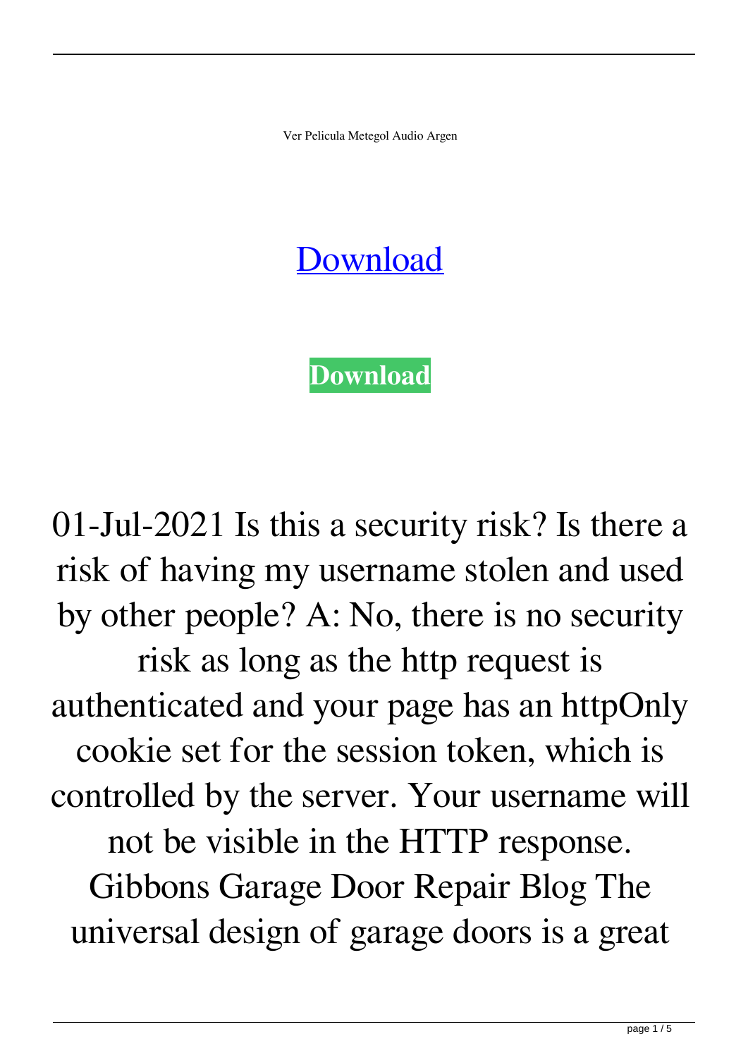Ver Pelicula Metegol Audio Argen

[Download](#)

**Download**

01-Jul-2021 Is this a security risk? Is there a risk of having my username stolen and used by other people? A: No, there is no security risk as long as the http request is authenticated and your page has an httpOnly cookie set for the session token, which is controlled by the server. Your username will not be visible in the HTTP response. Gibbons Garage Door Repair Blog The universal design of garage doors is a great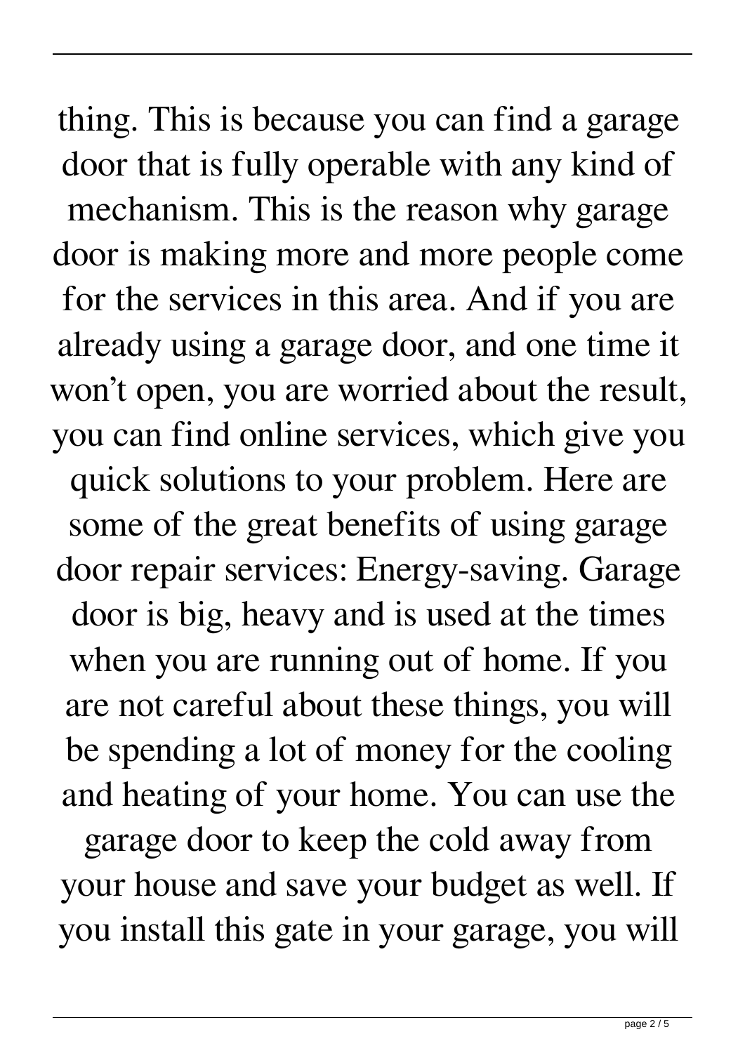thing. This is because you can find a garage door that is fully operable with any kind of mechanism. This is the reason why garage door is making more and more people come for the services in this area. And if you are already using a garage door, and one time it won't open, you are worried about the result, you can find online services, which give you quick solutions to your problem. Here are some of the great benefits of using garage door repair services: Energy-saving. Garage door is big, heavy and is used at the times when you are running out of home. If you are not careful about these things, you will be spending a lot of money for the cooling and heating of your home. You can use the garage door to keep the cold away from your house and save your budget as well. If you install this gate in your garage, you will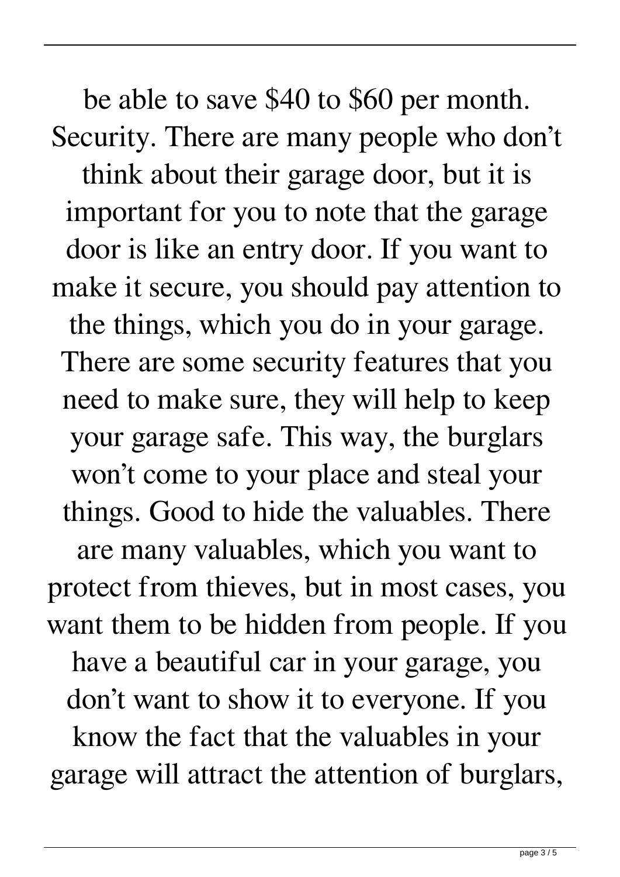be able to save $40 to $60 per month. Security. There are many people who don't think about their garage door, but it is important for you to note that the garage door is like an entry door. If you want to make it secure, you should pay attention to the things, which you do in your garage. There are some security features that you need to make sure, they will help to keep your garage safe. This way, the burglars won't come to your place and steal your things. Good to hide the valuables. There are many valuables, which you want to protect from thieves, but in most cases, you want them to be hidden from people. If you have a beautiful car in your garage, you don't want to show it to everyone. If you know the fact that the valuables in your garage will attract the attention of burglars,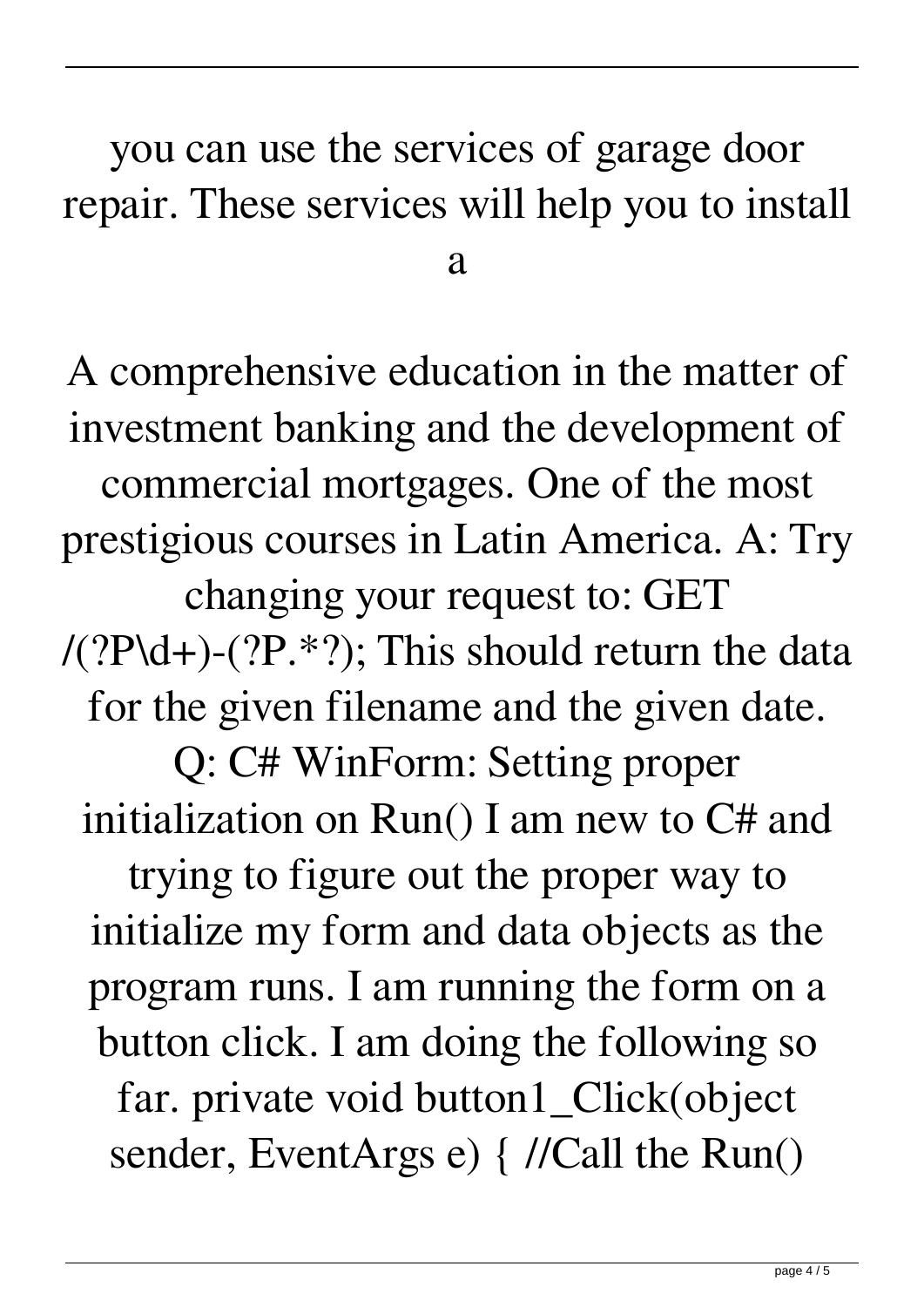you can use the services of garage door repair. These services will help you to install a

A comprehensive education in the matter of investment banking and the development of commercial mortgages. One of the most prestigious courses in Latin America. A: Try changing your request to: GET /(?P\d+)-(?P.*?); This should return the data for the given filename and the given date. Q: C# WinForm: Setting proper initialization on Run() I am new to C# and trying to figure out the proper way to initialize my form and data objects as the program runs. I am running the form on a button click. I am doing the following so far. private void button1_Click(object sender, EventArgs e) { //Call the Run()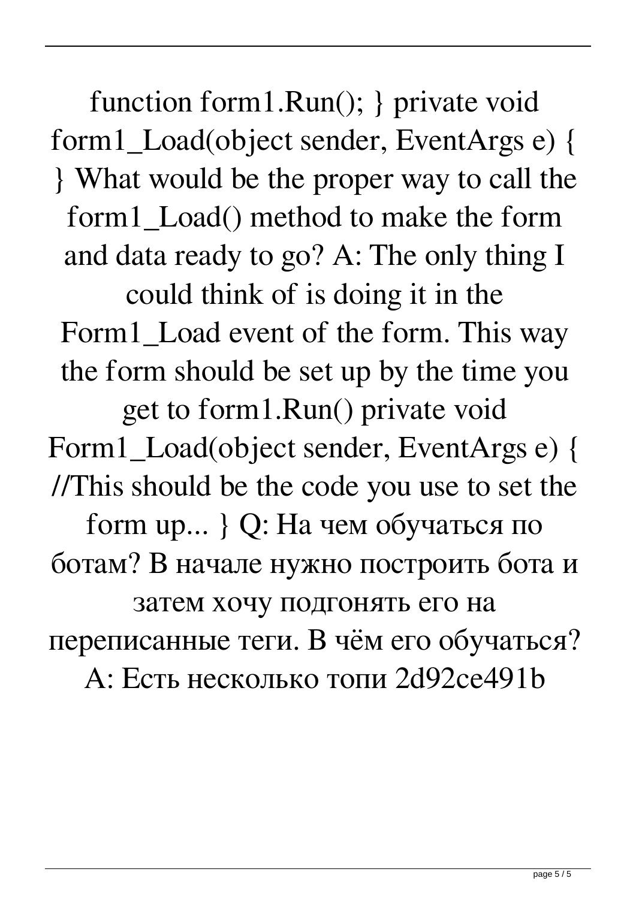function form1.Run(); } private void form1_Load(object sender, EventArgs e) { } What would be the proper way to call the form1_Load() method to make the form and data ready to go? A: The only thing I could think of is doing it in the Form1_Load event of the form. This way the form should be set up by the time you get to form1.Run() private void Form1_Load(object sender, EventArgs e) { //This should be the code you use to set the form up... } Q: На чем обучаться по ботам? В начале нужно построить бота и затем хочу подгонять его на переписанные теги. В чём его обучаться? A: Есть несколько топи 2d92ce491b